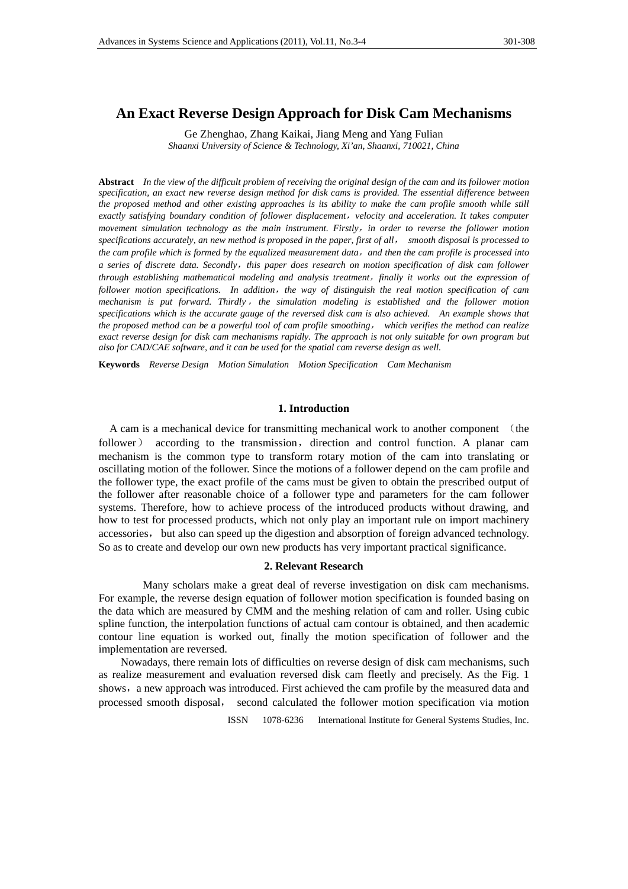# An Exact Reverse Design Approach for Disk Cam Mechanisms

Ge Zhenghao, Zhang Kaikai, Jiang Meng and Yang Fulian

*Shaanxi University of Science & Technology, Xi'an, Shaanxi, 710021, China*

**Abstract** *In the view of the difficult problem of receiving the original design of the cam and its follower motion specification, an exact new reverse design method for disk cams is provided. The essential difference between the proposed method and other existing approaches is its ability to make the cam profile smooth while still exactly satisfying boundary condition of follower displacement, velocity and acceleration. It takes computer movement simulation technology as the main instrument. Firstly, in order to reverse the follower motion specifications accurately, an new method is proposed in the paper, first of all, smooth disposal is processed to the cam profile which is formed by the equalized measurement data, and then the cam profile is processed into a series of discrete data. Secondly, this paper does research on motion specification of disk cam follower through establishing mathematical modeling and analysis treatment, finally it works out the expression of follower motion specifications. In addition, the way of distinguish the real motion specification of cam mechanism is put forward. Thirdly, the simulation modeling is established and the follower motion specifications which is the accurate gauge of the reversed disk cam is also achieved. An example shows that the proposed method can be a powerful tool of cam profile smoothing, which verifies the method can realize exact reverse design for disk cam mechanisms rapidly. The approach is not only suitable for own program but also for CAD/CAE software, and it can be used for the spatial cam reverse design as well.*

**Keywords** *Reverse Design Motion Simulation Motion Specification Cam Mechanism*

## 1. Introduction

A cam is a mechanical device for transmitting mechanical work to another component (the follower) according to the transmission, direction and control function. A planar cam mechanism is the common type to transform rotary motion of the cam into translating or oscillating motion of the follower. Since the motions of a follower depend on the cam profile and the follower type, the exact profile of the cams must be given to obtain the prescribed output of the follower after reasonable choice of a follower type and parameters for the cam follower systems. Therefore, how to achieve process of the introduced products without drawing, and how to test for processed products, which not only play an important rule on import machinery accessories, but also can speed up the digestion and absorption of foreign advanced technology. So as to create and develop our own new products has very important practical significance.

## 2. Relevant Research

Many scholars make a great deal of reverse investigation on disk cam mechanisms. For example, the reverse design equation of follower motion specification is founded basing on the data which are measured by CMM and the meshing relation of cam and roller. Using cubic spline function, the interpolation functions of actual cam contour is obtained, and then academic contour line equation is worked out, finally the motion specification of follower and the implementation are reversed.

Nowadays, there remain lots of difficulties on reverse design of disk cam mechanisms, such as realize measurement and evaluation reversed disk cam fleetly and precisely. As the Fig. 1 shows, a new approach was introduced. First achieved the cam profile by the measured data and processed smooth disposal, second calculated the follower motion specification via motion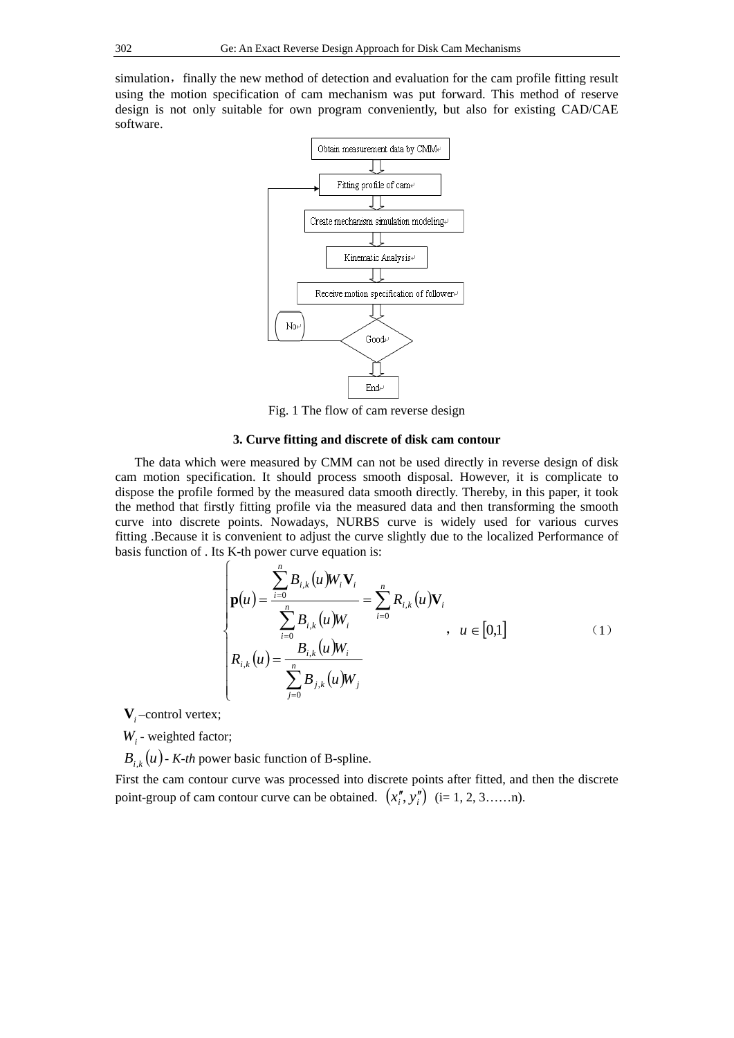simulation, finally the new method of detection and evaluation for the cam profile fitting result using the motion specification of cam mechanism was put forward. This method of reserve design is not only suitable for own program conveniently, but also for existing CAD/CAE software.

Obtain measurement data by CMM

Fitting profile of cam

Create mechanism simulation modeling

Kinematic Analysis

Receive motion specification of follower

Good

No

End

Fig. 1 The flow of cam reverse design

### 3. Curve fitting and discrete of disk cam contour

The data which were measured by CMM can not be used directly in reverse design of disk cam motion specification. It should process smooth disposal. However, it is complicate to dispose the profile formed by the measured data smooth directly. Thereby, in this paper, it took the method that firstly fitting profile via the measured data and then transforming the smooth curve into discrete points. Nowadays, NURBS curve is widely used for various curves fitting .Because it is convenient to adjust the curve slightly due to the localized Performance of basis function of . Its K-th power curve equation is:

$$\begin{cases} \mathbf{p}(u) = \dfrac{\sum_{i=0}^{n} B_{i,k}(u) W_i \mathbf{V}_i}{\sum_{i=0}^{n} B_{i,k}(u) W_i} = \sum_{i=0}^{n} R_{i,k}(u) \mathbf{V}_i \\ R_{i,k}(u) = \dfrac{B_{i,k}(u) W_i}{\sum_{j=0}^{n} B_{j,k}(u) W_j} \end{cases}, \quad u \in [0,1] \qquad (1)$$

$\mathbf{V}_i$ –control vertex;

$W_i$ - weighted factor;

$B_{i,k}(u)$ - *K-th* power basic function of B-spline.

First the cam contour curve was processed into discrete points after fitted, and then the discrete point-group of cam contour curve can be obtained. $(x_i'', y_i'')$ (i= 1, 2, 3……n).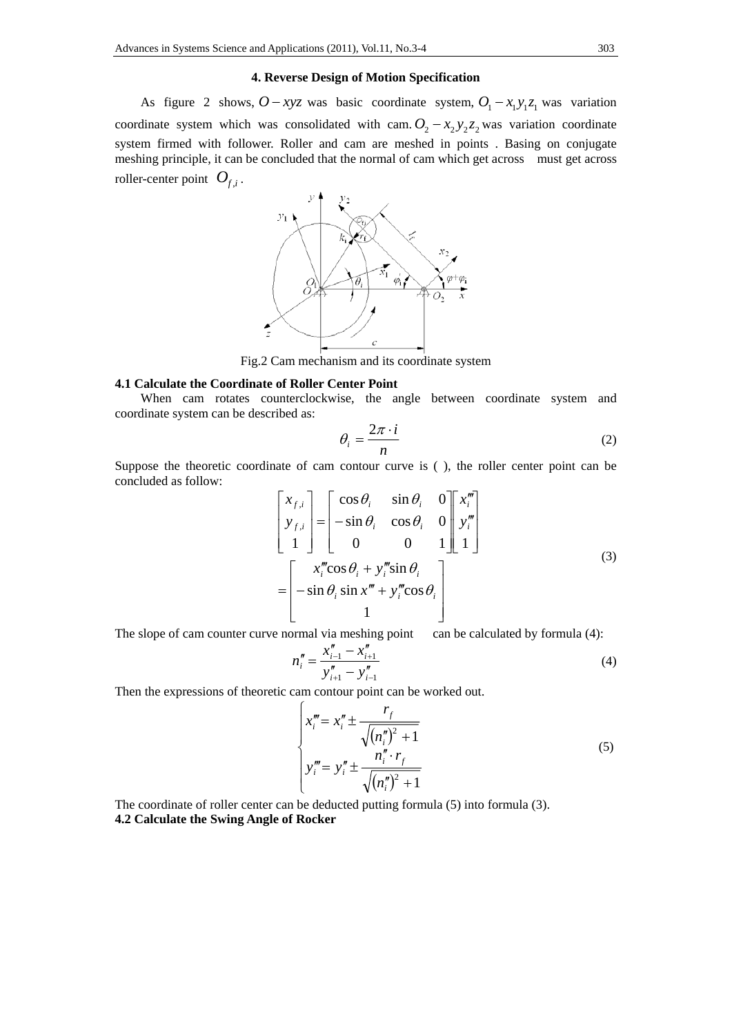## 4. Reverse Design of Motion Specification

As figure 2 shows, $O-xyz$ was basic coordinate system, $O_1-x_1y_1z_1$ was variation coordinate system which was consolidated with cam. $O_2-x_2y_2z_2$ was variation coordinate system firmed with follower. Roller and cam are meshed in points . Basing on conjugate meshing principle, it can be concluded that the normal of cam which get across must get across roller-center point $O_{f,i}$.

Fig.2 Cam mechanism and its coordinate system

### 4.1 Calculate the Coordinate of Roller Center Point

When cam rotates counterclockwise, the angle between coordinate system and coordinate system can be described as:

$$\theta_i = \frac{2\pi \cdot i}{n} \tag{2}$$

Suppose the theoretic coordinate of cam contour curve is ( ), the roller center point can be concluded as follow:

$$\begin{bmatrix} x_{f,i} \\ y_{f,i} \\ 1 \end{bmatrix} = \begin{bmatrix} \cos\theta_i & \sin\theta_i & 0 \\ -\sin\theta_i & \cos\theta_i & 0 \\ 0 & 0 & 1 \end{bmatrix} \begin{bmatrix} x_i''' \\ y_i''' \\ 1 \end{bmatrix} = \begin{bmatrix} x_i'''\cos\theta_i + y_i'''\sin\theta_i \\ -\sin\theta_i \sin x''' + y_i'''\cos\theta_i \\ 1 \end{bmatrix} \tag{3}$$

The slope of cam counter curve normal via meshing point can be calculated by formula (4):

$$n_i'' = \frac{x_{i-1}'' - x_{i+1}''}{y_{i+1}'' - y_{i-1}''} \tag{4}$$

Then the expressions of theoretic cam contour point can be worked out.

$$\begin{cases} x_i''' = x_i'' \pm \dfrac{r_f}{\sqrt{(n_i'')^2 + 1}} \\ y_i''' = y_i'' \pm \dfrac{n_i'' \cdot r_f}{\sqrt{(n_i'')^2 + 1}} \end{cases} \tag{5}$$

The coordinate of roller center can be deducted putting formula (5) into formula (3).

### 4.2 Calculate the Swing Angle of Rocker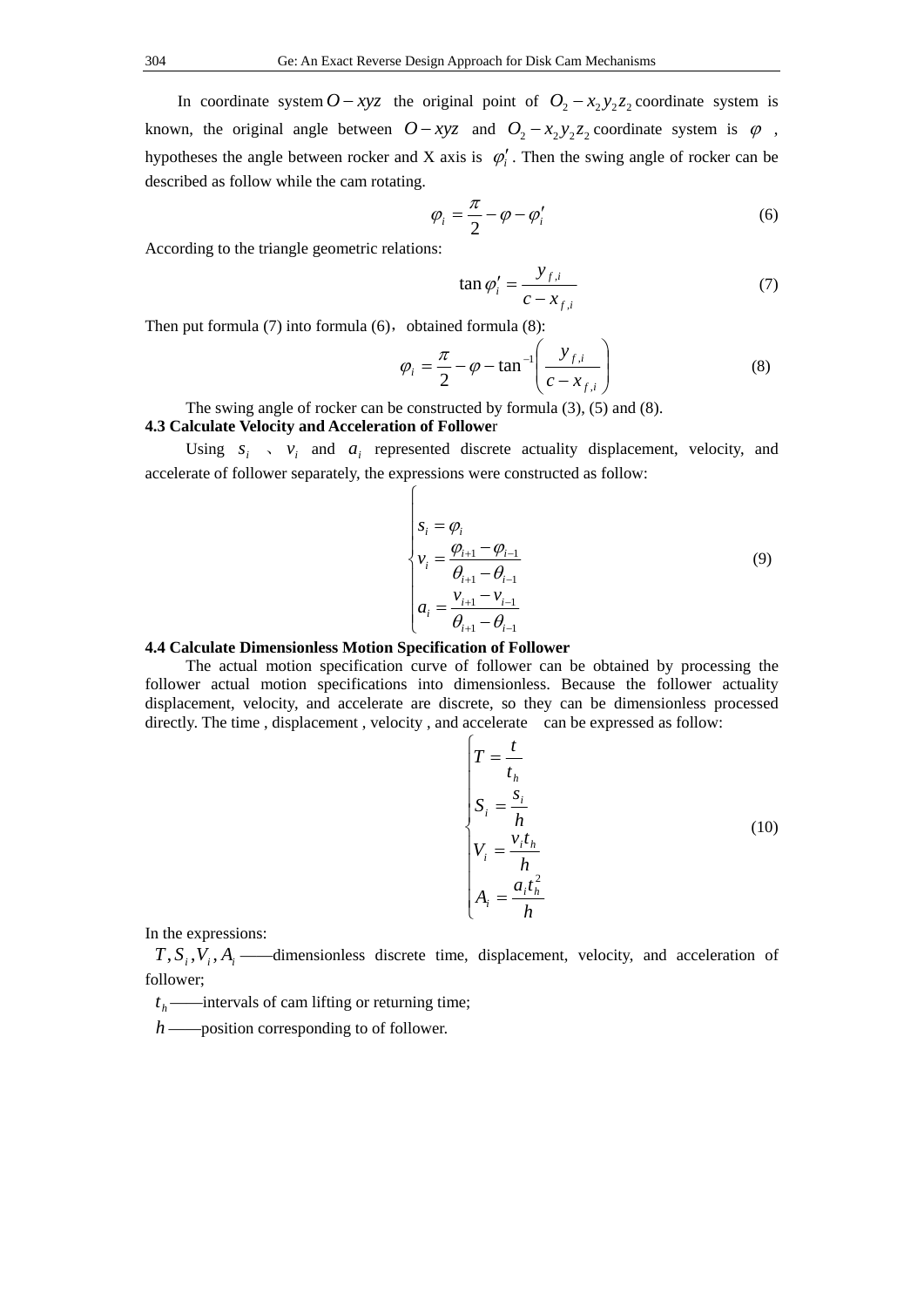In coordinate system $O-xyz$ the original point of $O_2-x_2y_2z_2$ coordinate system is known, the original angle between $O-xyz$ and $O_2-x_2y_2z_2$ coordinate system is $\varphi$, hypotheses the angle between rocker and X axis is $\varphi_i'$. Then the swing angle of rocker can be described as follow while the cam rotating.

$$\varphi_i = \frac{\pi}{2} - \varphi - \varphi_i' \tag{6}$$

According to the triangle geometric relations:

$$\tan\varphi_i' = \frac{y_{f,i}}{c - x_{f,i}} \tag{7}$$

Then put formula (7) into formula (6)，obtained formula (8):

$$\varphi_i = \frac{\pi}{2} - \varphi - \tan^{-1}\left(\frac{y_{f,i}}{c - x_{f,i}}\right) \tag{8}$$

The swing angle of rocker can be constructed by formula (3), (5) and (8).

### 4.3 Calculate Velocity and Acceleration of Follower

Using $s_i$ 、$v_i$ and $a_i$ represented discrete actuality displacement, velocity, and accelerate of follower separately, the expressions were constructed as follow:

$$\begin{cases} s_i = \varphi_i \\ v_i = \dfrac{\varphi_{i+1} - \varphi_{i-1}}{\theta_{i+1} - \theta_{i-1}} \\ a_i = \dfrac{v_{i+1} - v_{i-1}}{\theta_{i+1} - \theta_{i-1}} \end{cases} \tag{9}$$

### 4.4 Calculate Dimensionless Motion Specification of Follower

The actual motion specification curve of follower can be obtained by processing the follower actual motion specifications into dimensionless. Because the follower actuality displacement, velocity, and accelerate are discrete, so they can be dimensionless processed directly. The time , displacement , velocity , and accelerate  can be expressed as follow:

$$\begin{cases} T = \dfrac{t}{t_h} \\ S_i = \dfrac{s_i}{h} \\ V_i = \dfrac{v_i t_h}{h} \\ A_i = \dfrac{a_i t_h^2}{h} \end{cases} \tag{10}$$

In the expressions:

$T, S_i, V_i, A_i$ ——dimensionless discrete time, displacement, velocity, and acceleration of follower;

$t_h$ ——intervals of cam lifting or returning time;

$h$ ——position corresponding to of follower.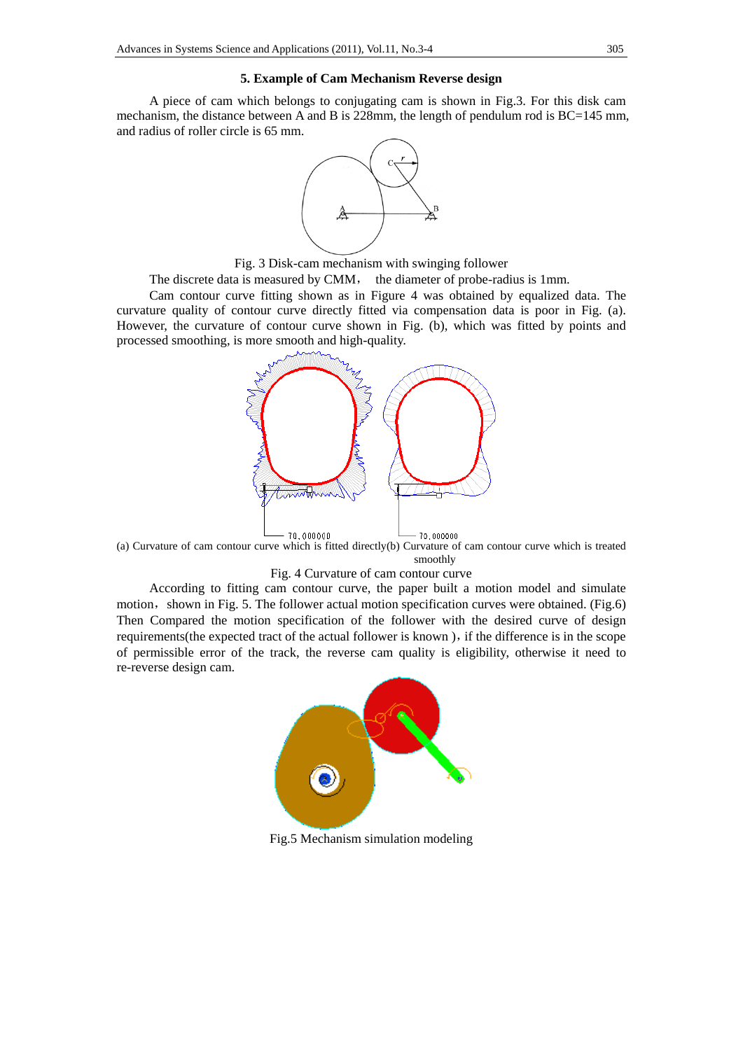## 5. Example of Cam Mechanism Reverse design

A piece of cam which belongs to conjugating cam is shown in Fig.3. For this disk cam mechanism, the distance between A and B is 228mm, the length of pendulum rod is BC=145 mm, and radius of roller circle is 65 mm.

Fig. 3 Disk-cam mechanism with swinging follower

The discrete data is measured by CMM， the diameter of probe-radius is 1mm.

Cam contour curve fitting shown as in Figure 4 was obtained by equalized data. The curvature quality of contour curve directly fitted via compensation data is poor in Fig. (a). However, the curvature of contour curve shown in Fig. (b), which was fitted by points and processed smoothing, is more smooth and high-quality.

(a) Curvature of cam contour curve which is fitted directly(b) Curvature of cam contour curve which is treated smoothly

Fig. 4 Curvature of cam contour curve

According to fitting cam contour curve, the paper built a motion model and simulate motion，shown in Fig. 5. The follower actual motion specification curves were obtained. (Fig.6) Then Compared the motion specification of the follower with the desired curve of design requirements(the expected tract of the actual follower is known )，if the difference is in the scope of permissible error of the track, the reverse cam quality is eligibility, otherwise it need to re-reverse design cam.

Fig.5 Mechanism simulation modeling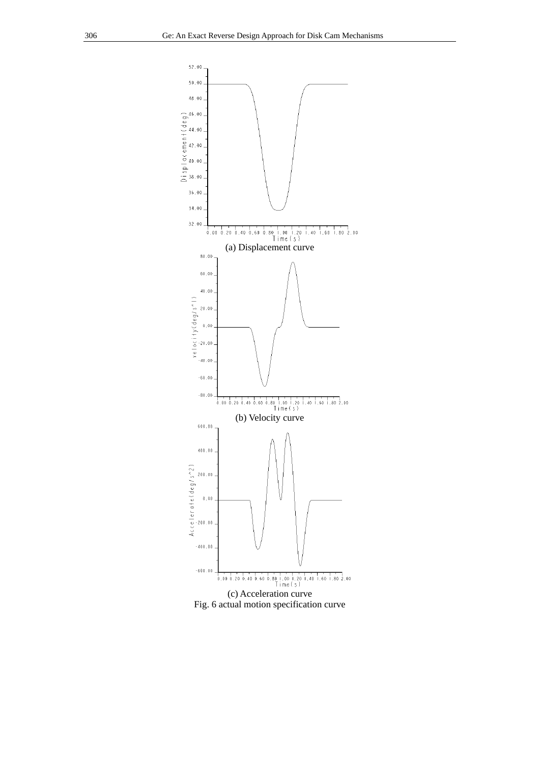(a) Displacement curve

(b) Velocity curve

(c) Acceleration curve

Fig. 6 actual motion specification curve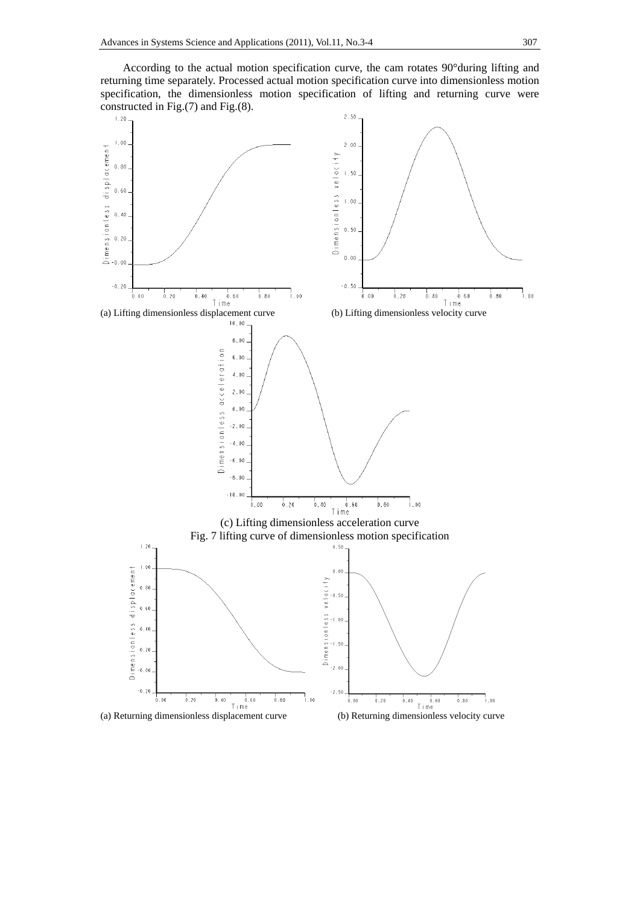According to the actual motion specification curve, the cam rotates 90°during lifting and returning time separately. Processed actual motion specification curve into dimensionless motion specification, the dimensionless motion specification of lifting and returning curve were constructed in Fig.(7) and Fig.(8).

(a) Lifting dimensionless displacement curve

(b) Lifting dimensionless velocity curve

(c) Lifting dimensionless acceleration curve

Fig. 7 lifting curve of dimensionless motion specification

(a) Returning dimensionless displacement curve

(b) Returning dimensionless velocity curve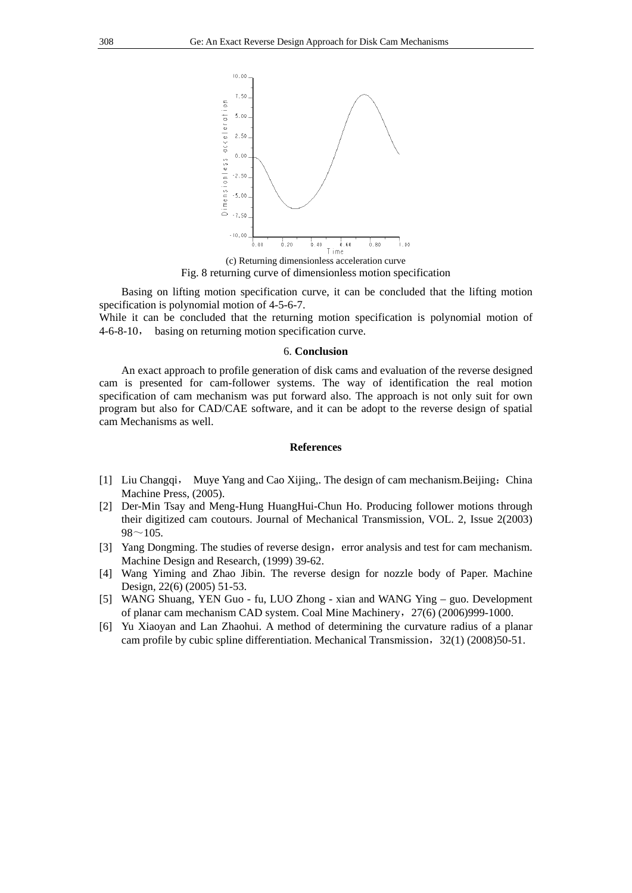10.00
7.50
5.00
2.50
0.00
-2.50
-5.00
-7.50
-10.00
Dimensionless acceleration
0.00 0.20 0.40 0.60 0.80 1.00
Time

(c) Returning dimensionless acceleration curve

Fig. 8 returning curve of dimensionless motion specification

Basing on lifting motion specification curve, it can be concluded that the lifting motion specification is polynomial motion of 4-5-6-7.

While it can be concluded that the returning motion specification is polynomial motion of 4-6-8-10， basing on returning motion specification curve.

## 6. Conclusion

An exact approach to profile generation of disk cams and evaluation of the reverse designed cam is presented for cam-follower systems. The way of identification the real motion specification of cam mechanism was put forward also. The approach is not only suit for own program but also for CAD/CAE software, and it can be adopt to the reverse design of spatial cam Mechanisms as well.

## References

[1] Liu Changqi， Muye Yang and Cao Xijing,. The design of cam mechanism.Beijing：China Machine Press, (2005).

[2] Der-Min Tsay and Meng-Hung HuangHui-Chun Ho. Producing follower motions through their digitized cam coutours. Journal of Mechanical Transmission, VOL. 2, Issue 2(2003) 98～105.

[3] Yang Dongming. The studies of reverse design，error analysis and test for cam mechanism. Machine Design and Research, (1999) 39-62.

[4] Wang Yiming and Zhao Jibin. The reverse design for nozzle body of Paper. Machine Design, 22(6) (2005) 51-53.

[5] WANG Shuang, YEN Guo - fu, LUO Zhong - xian and WANG Ying – guo. Development of planar cam mechanism CAD system. Coal Mine Machinery，27(6) (2006)999-1000.

[6] Yu Xiaoyan and Lan Zhaohui. A method of determining the curvature radius of a planar cam profile by cubic spline differentiation. Mechanical Transmission，32(1) (2008)50-51.